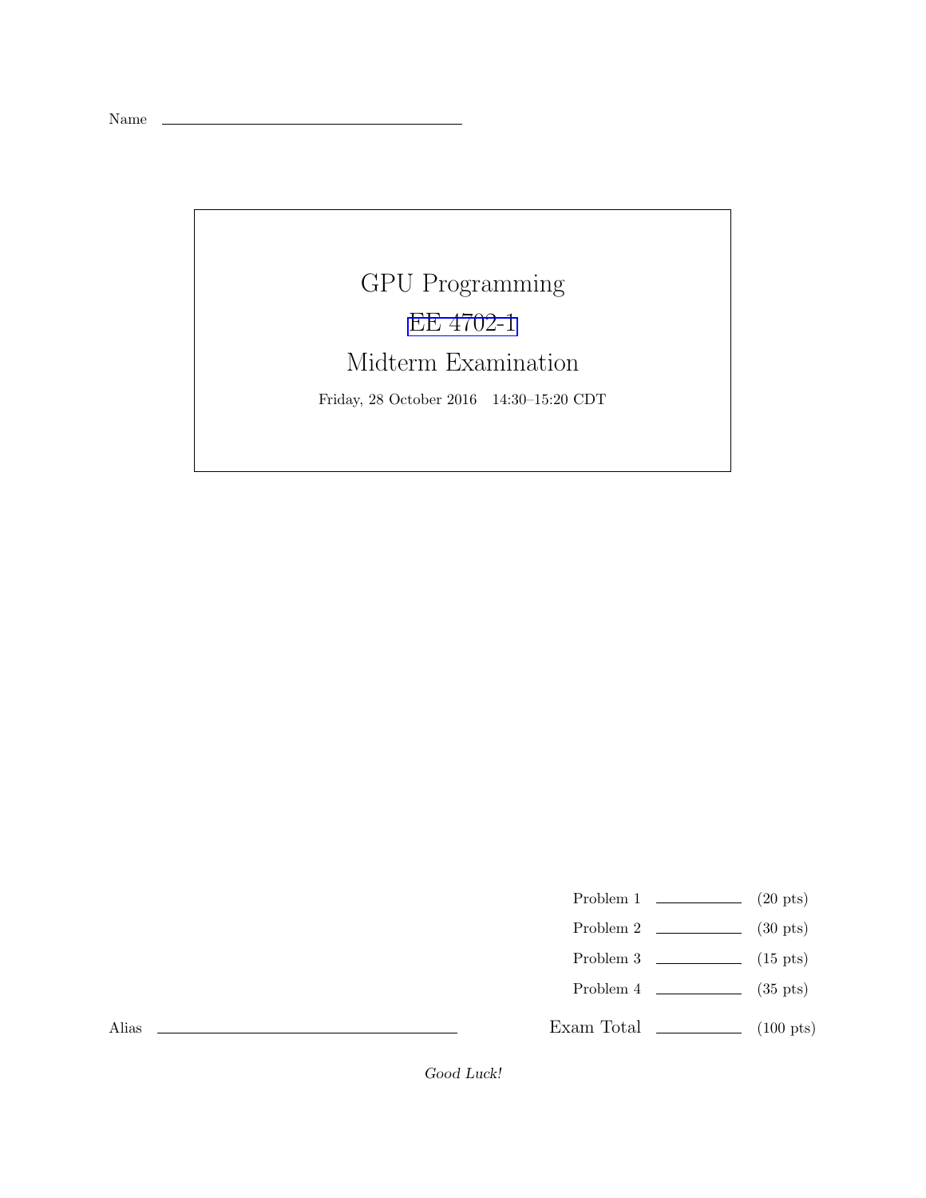Name \_\_\_\_\_\_\_\_\_\_\_\_\_\_\_\_\_\_\_\_\_\_\_\_\_\_\_\_\_\_\_\_

# GPU Programming

## EE 4702-1

## Midterm Examination

Friday, 28 October 2016 14:30–15:20 CDT

| | | |
|---|---|---|
| Problem 1 | \_\_\_\_\_\_\_\_ | (20 pts) |
| Problem 2 | \_\_\_\_\_\_\_\_ | (30 pts) |
| Problem 3 | \_\_\_\_\_\_\_\_ | (15 pts) |
| Problem 4 | \_\_\_\_\_\_\_\_ | (35 pts) |
| Exam Total | \_\_\_\_\_\_\_\_ | (100 pts) |

Alias \_\_\_\_\_\_\_\_\_\_\_\_\_\_\_\_\_\_\_\_\_\_\_\_\_\_\_\_\_\_\_\_

*Good Luck!*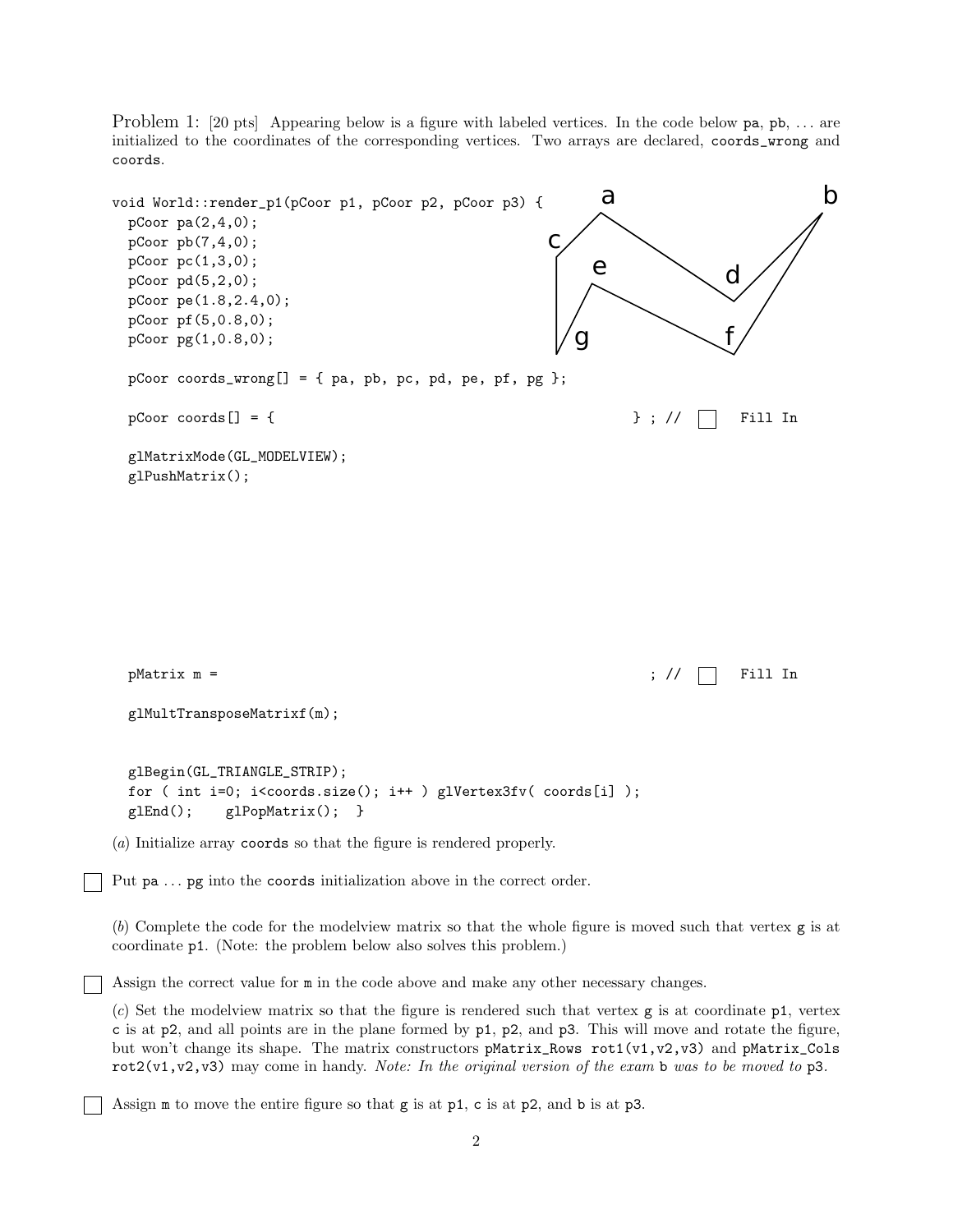Problem 1: [20 pts] Appearing below is a figure with labeled vertices. In the code below pa, pb, ... are initialized to the coordinates of the corresponding vertices. Two arrays are declared, coords_wrong and coords.

```
void World::render_p1(pCoor p1, pCoor p2, pCoor p3) {
  pCoor pa(2,4,0);
  pCoor pb(7,4,0);
  pCoor pc(1,3,0);
  pCoor pd(5,2,0);
  pCoor pe(1.8,2.4,0);
  pCoor pf(5,0.8,0);
  pCoor pg(1,0.8,0);

  pCoor coords_wrong[] = { pa, pb, pc, pd, pe, pf, pg };

  pCoor coords[] = {                                          } ; //  [ ]  Fill In

  glMatrixMode(GL_MODELVIEW);
  glPushMatrix();








  pMatrix m =                                                   ; //  [ ]  Fill In

  glMultTransposeMatrixf(m);


  glBegin(GL_TRIANGLE_STRIP);
  for ( int i=0; i<coords.size(); i++ ) glVertex3fv( coords[i] );
  glEnd();    glPopMatrix();  }
```

(*a*) Initialize array coords so that the figure is rendered properly.

☐ Put pa ... pg into the coords initialization above in the correct order.

(*b*) Complete the code for the modelview matrix so that the whole figure is moved such that vertex g is at coordinate p1. (Note: the problem below also solves this problem.)

☐ Assign the correct value for m in the code above and make any other necessary changes.

(*c*) Set the modelview matrix so that the figure is rendered such that vertex g is at coordinate p1, vertex c is at p2, and all points are in the plane formed by p1, p2, and p3. This will move and rotate the figure, but won't change its shape. The matrix constructors pMatrix_Rows rot1(v1,v2,v3) and pMatrix_Cols rot2(v1,v2,v3) may come in handy. *Note: In the original version of the exam* b *was to be moved to* p3.

☐ Assign m to move the entire figure so that g is at p1, c is at p2, and b is at p3.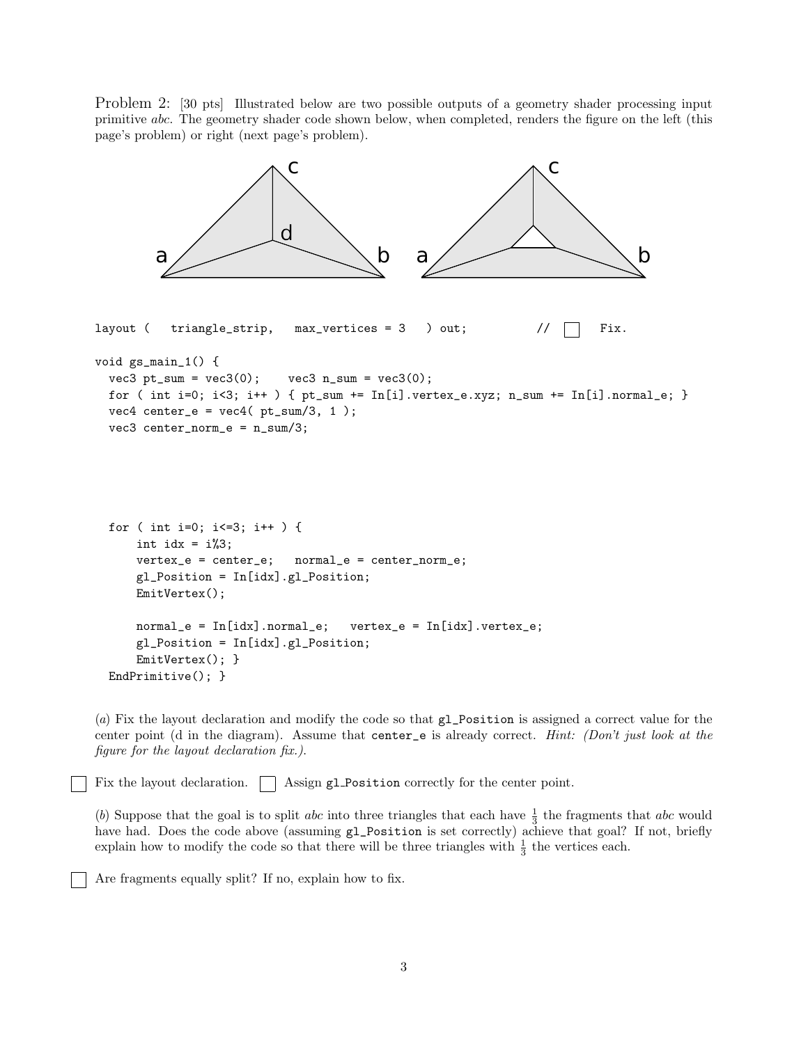Problem 2: [30 pts] Illustrated below are two possible outputs of a geometry shader processing input primitive *abc*. The geometry shader code shown below, when completed, renders the figure on the left (this page's problem) or right (next page's problem).

```
layout (   triangle_strip,   max_vertices = 3   ) out;          //  [ ]  Fix.

void gs_main_1() {
  vec3 pt_sum = vec3(0);    vec3 n_sum = vec3(0);
  for ( int i=0; i<3; i++ ) { pt_sum += In[i].vertex_e.xyz; n_sum += In[i].normal_e; }
  vec4 center_e = vec4( pt_sum/3, 1 );
  vec3 center_norm_e = n_sum/3;





  for ( int i=0; i<=3; i++ ) {
      int idx = i%3;
      vertex_e = center_e;   normal_e = center_norm_e;
      gl_Position = In[idx].gl_Position;
      EmitVertex();

      normal_e = In[idx].normal_e;   vertex_e = In[idx].vertex_e;
      gl_Position = In[idx].gl_Position;
      EmitVertex(); }
  EndPrimitive(); }
```

(*a*) Fix the layout declaration and modify the code so that `gl_Position` is assigned a correct value for the center point (d in the diagram). Assume that `center_e` is already correct. *Hint: (Don't just look at the figure for the layout declaration fix.).*

☐ Fix the layout declaration. ☐ Assign `gl_Position` correctly for the center point.

(*b*) Suppose that the goal is to split *abc* into three triangles that each have $\frac{1}{3}$ the fragments that *abc* would have had. Does the code above (assuming `gl_Position` is set correctly) achieve that goal? If not, briefly explain how to modify the code so that there will be three triangles with $\frac{1}{3}$ the vertices each.

☐ Are fragments equally split? If no, explain how to fix.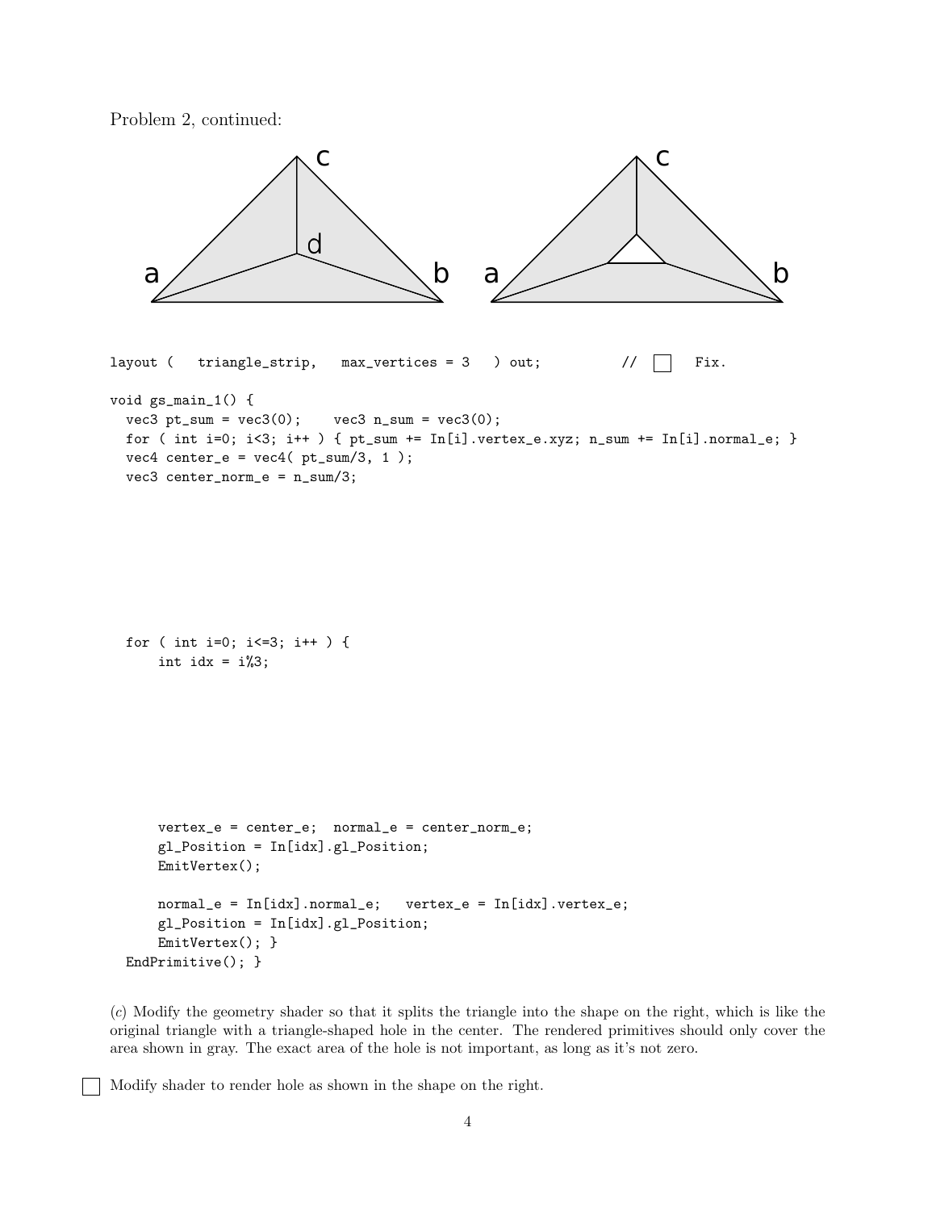Problem 2, continued:

```
layout (   triangle_strip,   max_vertices = 3   ) out;          //  [ ]  Fix.

void gs_main_1() {
  vec3 pt_sum = vec3(0);    vec3 n_sum = vec3(0);
  for ( int i=0; i<3; i++ ) { pt_sum += In[i].vertex_e.xyz; n_sum += In[i].normal_e; }
  vec4 center_e = vec4( pt_sum/3, 1 );
  vec3 center_norm_e = n_sum/3;








  for ( int i=0; i<=3; i++ ) {
      int idx = i%3;









      vertex_e = center_e;  normal_e = center_norm_e;
      gl_Position = In[idx].gl_Position;
      EmitVertex();

      normal_e = In[idx].normal_e;   vertex_e = In[idx].vertex_e;
      gl_Position = In[idx].gl_Position;
      EmitVertex(); }
  EndPrimitive(); }
```

(*c*) Modify the geometry shader so that it splits the triangle into the shape on the right, which is like the original triangle with a triangle-shaped hole in the center. The rendered primitives should only cover the area shown in gray. The exact area of the hole is not important, as long as it's not zero.

☐ Modify shader to render hole as shown in the shape on the right.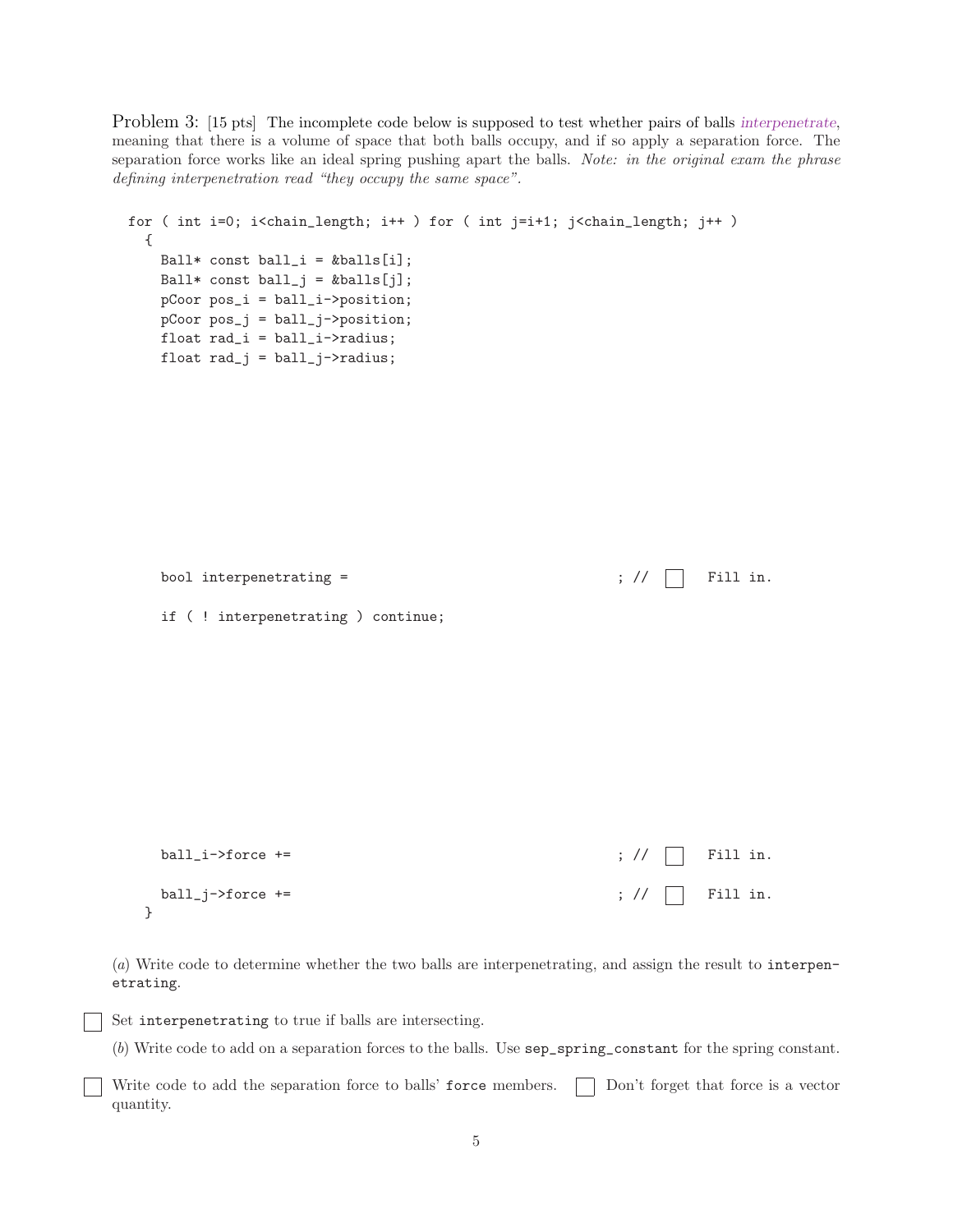Problem 3: [15 pts] The incomplete code below is supposed to test whether pairs of balls *interpenetrate*, meaning that there is a volume of space that both balls occupy, and if so apply a separation force. The separation force works like an ideal spring pushing apart the balls. *Note: in the original exam the phrase defining interpenetration read "they occupy the same space".*

```
for ( int i=0; i<chain_length; i++ ) for ( int j=i+1; j<chain_length; j++ )
  {
    Ball* const ball_i = &balls[i];
    Ball* const ball_j = &balls[j];
    pCoor pos_i = ball_i->position;
    pCoor pos_j = ball_j->position;
    float rad_i = ball_i->radius;
    float rad_j = ball_j->radius;









    bool interpenetrating =                                        ; // [ ]  Fill in.

    if ( ! interpenetrating ) continue;











    ball_i->force +=                                               ; // [ ]  Fill in.

    ball_j->force +=                                               ; // [ ]  Fill in.
  }
```

(*a*) Write code to determine whether the two balls are interpenetrating, and assign the result to `interpenetrating`.

☐ Set `interpenetrating` to true if balls are intersecting.

(*b*) Write code to add on a separation forces to the balls. Use `sep_spring_constant` for the spring constant.

☐ Write code to add the separation force to balls' `force` members. ☐ Don't forget that force is a vector quantity.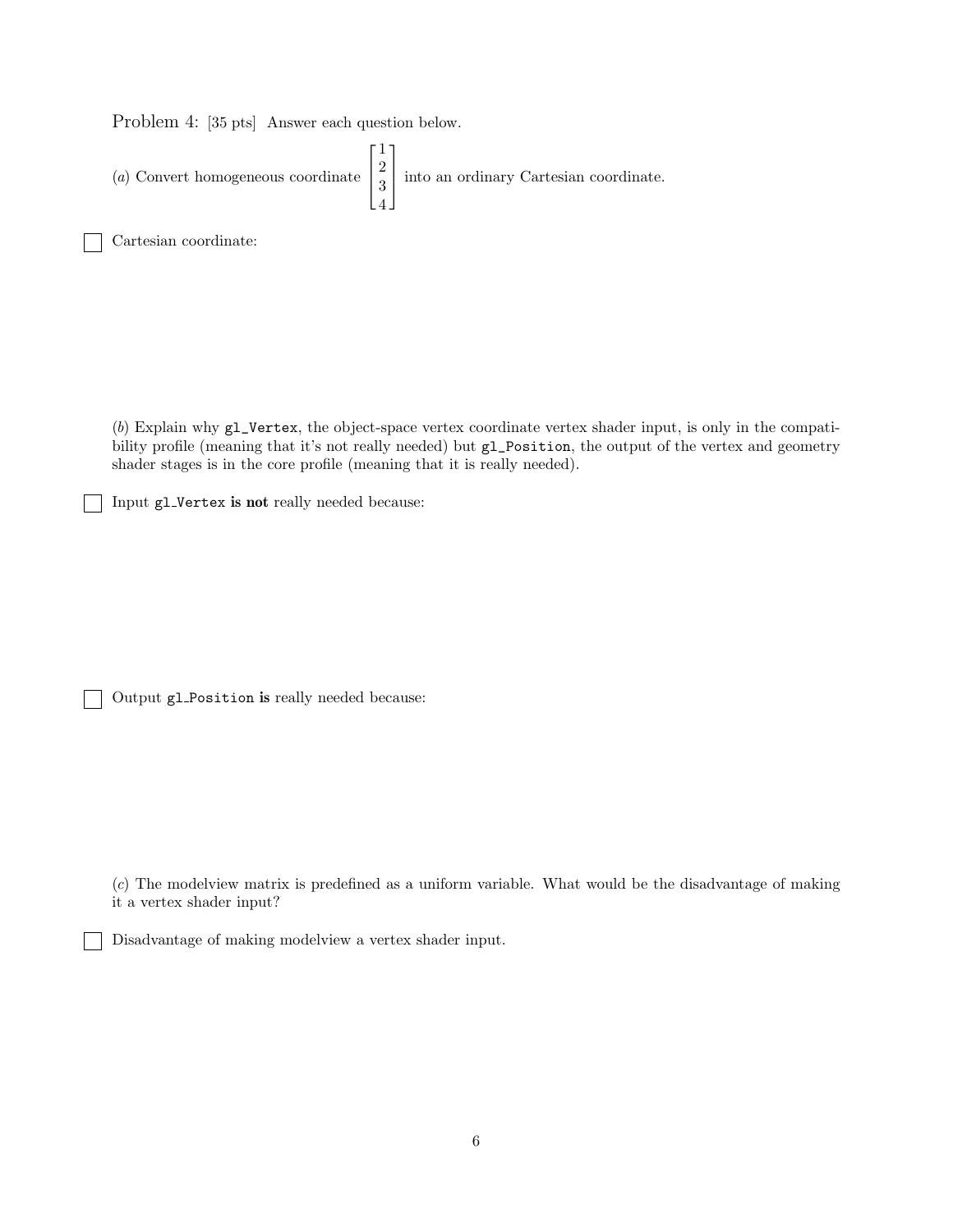Problem 4: [35 pts] Answer each question below.

(*a*) Convert homogeneous coordinate $\begin{bmatrix} 1 \\ 2 \\ 3 \\ 4 \end{bmatrix}$ into an ordinary Cartesian coordinate.

☐ Cartesian coordinate:

(*b*) Explain why `gl_Vertex`, the object-space vertex coordinate vertex shader input, is only in the compatibility profile (meaning that it's not really needed) but `gl_Position`, the output of the vertex and geometry shader stages is in the core profile (meaning that it is really needed).

☐ Input `gl_Vertex` **is not** really needed because:

☐ Output `gl_Position` **is** really needed because:

(*c*) The modelview matrix is predefined as a uniform variable. What would be the disadvantage of making it a vertex shader input?

☐ Disadvantage of making modelview a vertex shader input.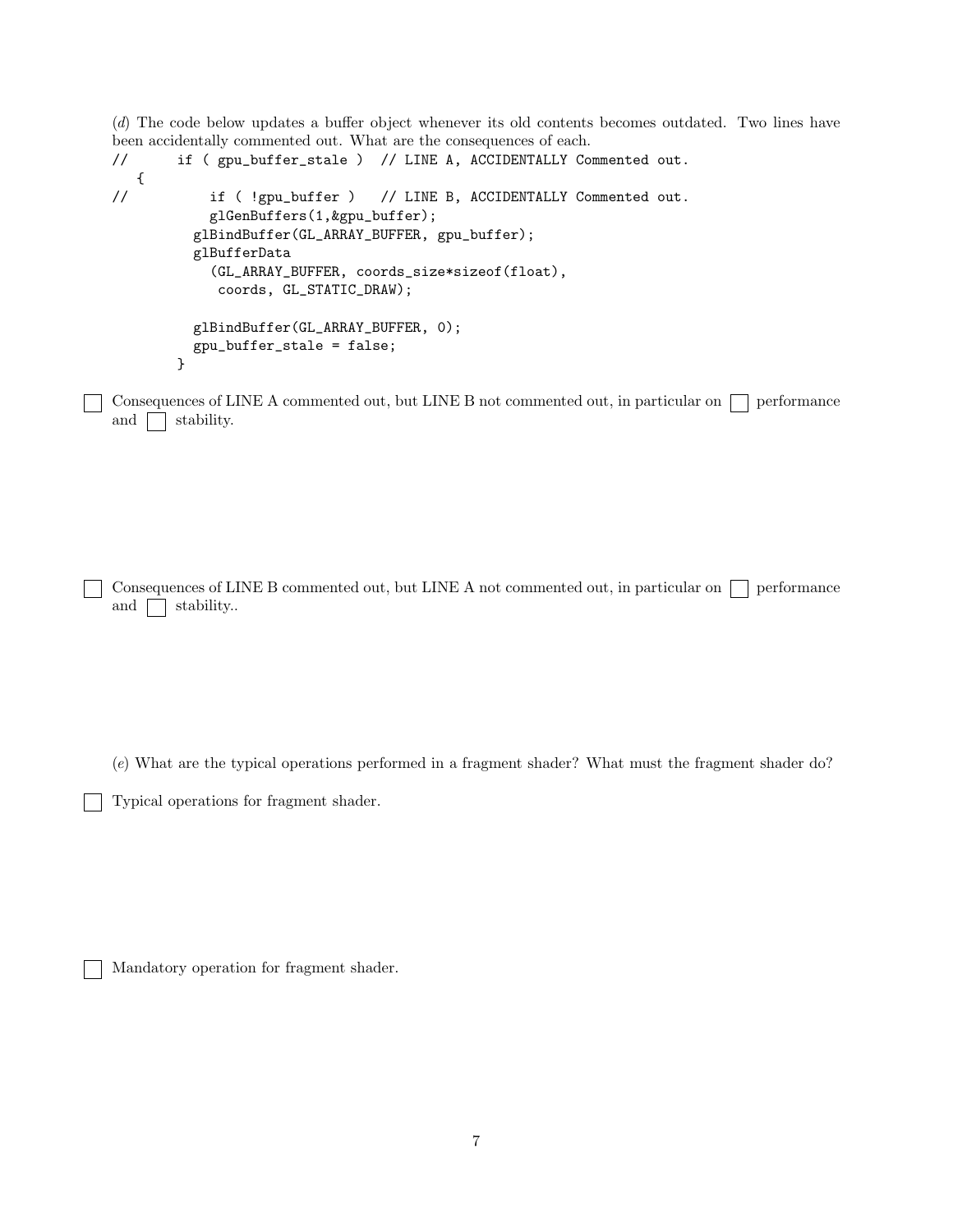(*d*) The code below updates a buffer object whenever its old contents becomes outdated. Two lines have been accidentally commented out. What are the consequences of each.

```
//      if ( gpu_buffer_stale )  // LINE A, ACCIDENTALLY Commented out.
   {
//          if ( !gpu_buffer )   // LINE B, ACCIDENTALLY Commented out.
            glGenBuffers(1,&gpu_buffer);
          glBindBuffer(GL_ARRAY_BUFFER, gpu_buffer);
          glBufferData
            (GL_ARRAY_BUFFER, coords_size*sizeof(float),
             coords, GL_STATIC_DRAW);

          glBindBuffer(GL_ARRAY_BUFFER, 0);
          gpu_buffer_stale = false;
        }
```

☐ Consequences of LINE A commented out, but LINE B not commented out, in particular on ☐ performance and ☐ stability.

☐ Consequences of LINE B commented out, but LINE A not commented out, in particular on ☐ performance and ☐ stability..

(*e*) What are the typical operations performed in a fragment shader? What must the fragment shader do?

☐ Typical operations for fragment shader.

☐ Mandatory operation for fragment shader.